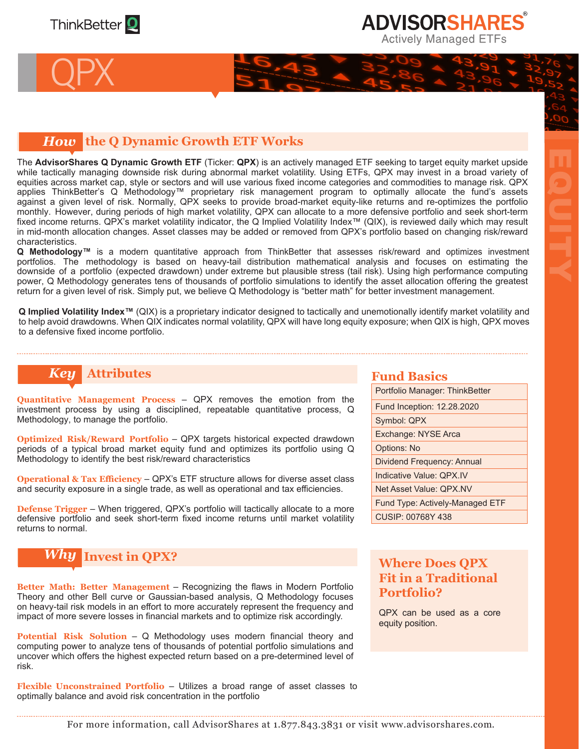ThinkBetter Q

ADVISORSHARES®
Actively Managed ETFs

# QPX

EQUITY

## How the Q Dynamic Growth ETF Works

The **AdvisorShares Q Dynamic Growth ETF** (Ticker: **QPX**) is an actively managed ETF seeking to target equity market upside while tactically managing downside risk during abnormal market volatility. Using ETFs, QPX may invest in a broad variety of equities across market cap, style or sectors and will use various fixed income categories and commodities to manage risk. QPX applies ThinkBetter's Q Methodology™ proprietary risk management program to optimally allocate the fund's assets against a given level of risk. Normally, QPX seeks to provide broad-market equity-like returns and re-optimizes the portfolio monthly. However, during periods of high market volatility, QPX can allocate to a more defensive portfolio and seek short-term fixed income returns. QPX's market volatility indicator, the Q Implied Volatility Index™ (QIX), is reviewed daily which may result in mid-month allocation changes. Asset classes may be added or removed from QPX's portfolio based on changing risk/reward characteristics.

**Q Methodology™** is a modern quantitative approach from ThinkBetter that assesses risk/reward and optimizes investment portfolios. The methodology is based on heavy-tail distribution mathematical analysis and focuses on estimating the downside of a portfolio (expected drawdown) under extreme but plausible stress (tail risk). Using high performance computing power, Q Methodology generates tens of thousands of portfolio simulations to identify the asset allocation offering the greatest return for a given level of risk. Simply put, we believe Q Methodology is "better math" for better investment management.

**Q Implied Volatility Index™** (QIX) is a proprietary indicator designed to tactically and unemotionally identify market volatility and to help avoid drawdowns. When QIX indicates normal volatility, QPX will have long equity exposure; when QIX is high, QPX moves to a defensive fixed income portfolio.

## Key Attributes

**Quantitative Management Process** – QPX removes the emotion from the investment process by using a disciplined, repeatable quantitative process, Q Methodology, to manage the portfolio.

**Optimized Risk/Reward Portfolio** – QPX targets historical expected drawdown periods of a typical broad market equity fund and optimizes its portfolio using Q Methodology to identify the best risk/reward characteristics

**Operational & Tax Efficiency** – QPX's ETF structure allows for diverse asset class and security exposure in a single trade, as well as operational and tax efficiencies.

**Defense Trigger** – When triggered, QPX's portfolio will tactically allocate to a more defensive portfolio and seek short-term fixed income returns until market volatility returns to normal.

## Why Invest in QPX?

**Better Math: Better Management** – Recognizing the flaws in Modern Portfolio Theory and other Bell curve or Gaussian-based analysis, Q Methodology focuses on heavy-tail risk models in an effort to more accurately represent the frequency and impact of more severe losses in financial markets and to optimize risk accordingly.

**Potential Risk Solution** – Q Methodology uses modern financial theory and computing power to analyze tens of thousands of potential portfolio simulations and uncover which offers the highest expected return based on a pre-determined level of risk.

**Flexible Unconstrained Portfolio** – Utilizes a broad range of asset classes to optimally balance and avoid risk concentration in the portfolio

## Fund Basics

| Fund Basics |
|---|
| Portfolio Manager: ThinkBetter |
| Fund Inception: 12.28.2020 |
| Symbol: QPX |
| Exchange: NYSE Arca |
| Options: No |
| Dividend Frequency: Annual |
| Indicative Value: QPX.IV |
| Net Asset Value: QPX.NV |
| Fund Type: Actively-Managed ETF |
| CUSIP: 00768Y 438 |

## Where Does QPX Fit in a Traditional Portfolio?

QPX can be used as a core equity position.

For more information, call AdvisorShares at 1.877.843.3831 or visit www.advisorshares.com.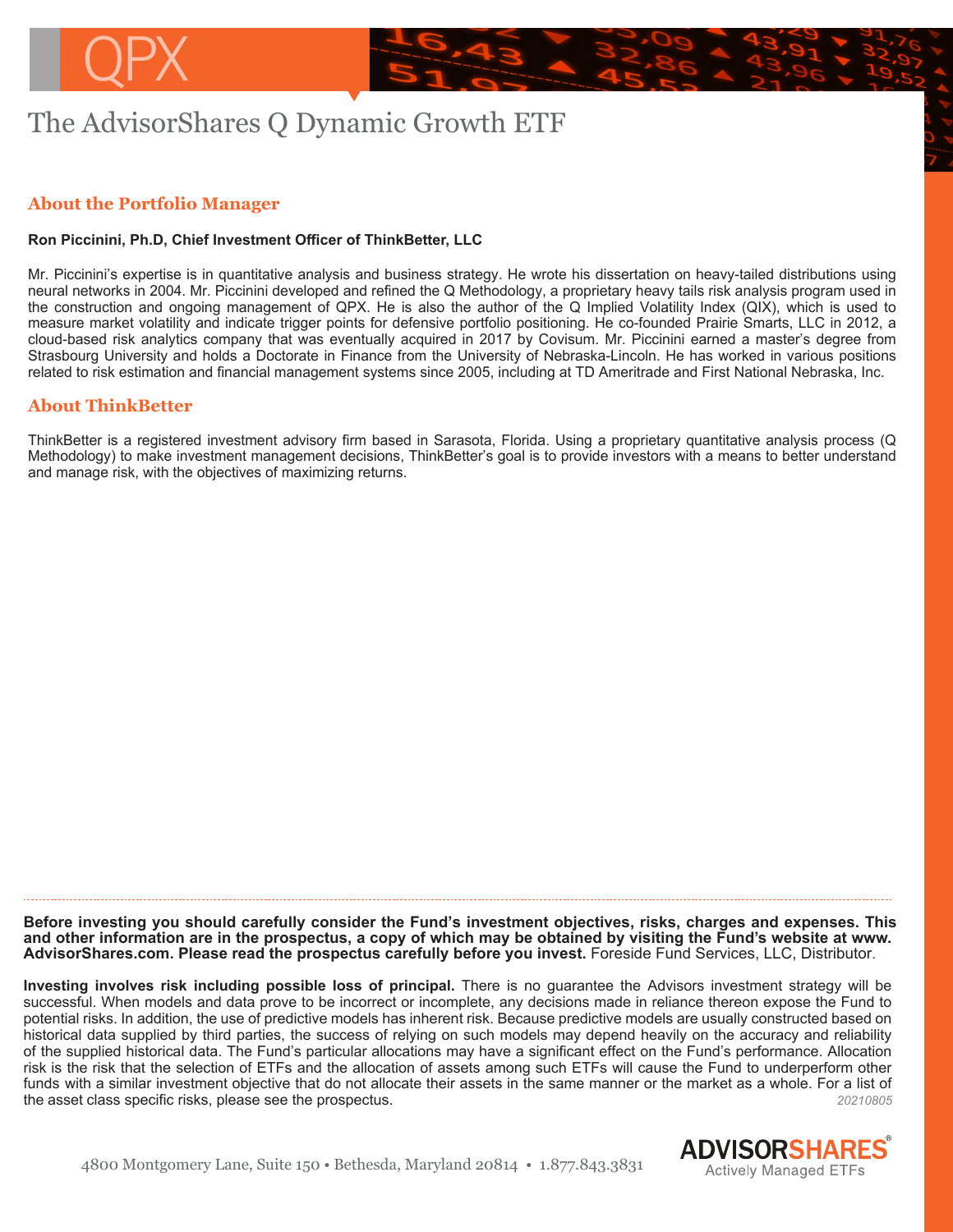# QPX

## The AdvisorShares Q Dynamic Growth ETF

### About the Portfolio Manager

**Ron Piccinini, Ph.D, Chief Investment Officer of ThinkBetter, LLC**

Mr. Piccinini's expertise is in quantitative analysis and business strategy. He wrote his dissertation on heavy-tailed distributions using neural networks in 2004. Mr. Piccinini developed and refined the Q Methodology, a proprietary heavy tails risk analysis program used in the construction and ongoing management of QPX. He is also the author of the Q Implied Volatility Index (QIX), which is used to measure market volatility and indicate trigger points for defensive portfolio positioning. He co-founded Prairie Smarts, LLC in 2012, a cloud-based risk analytics company that was eventually acquired in 2017 by Covisum. Mr. Piccinini earned a master's degree from Strasbourg University and holds a Doctorate in Finance from the University of Nebraska-Lincoln. He has worked in various positions related to risk estimation and financial management systems since 2005, including at TD Ameritrade and First National Nebraska, Inc.

### About ThinkBetter

ThinkBetter is a registered investment advisory firm based in Sarasota, Florida. Using a proprietary quantitative analysis process (Q Methodology) to make investment management decisions, ThinkBetter's goal is to provide investors with a means to better understand and manage risk, with the objectives of maximizing returns.

---

**Before investing you should carefully consider the Fund's investment objectives, risks, charges and expenses. This and other information are in the prospectus, a copy of which may be obtained by visiting the Fund's website at www.AdvisorShares.com. Please read the prospectus carefully before you invest.** Foreside Fund Services, LLC, Distributor.

**Investing involves risk including possible loss of principal.** There is no guarantee the Advisors investment strategy will be successful. When models and data prove to be incorrect or incomplete, any decisions made in reliance thereon expose the Fund to potential risks. In addition, the use of predictive models has inherent risk. Because predictive models are usually constructed based on historical data supplied by third parties, the success of relying on such models may depend heavily on the accuracy and reliability of the supplied historical data. The Fund's particular allocations may have a significant effect on the Fund's performance. Allocation risk is the risk that the selection of ETFs and the allocation of assets among such ETFs will cause the Fund to underperform other funds with a similar investment objective that do not allocate their assets in the same manner or the market as a whole. For a list of the asset class specific risks, please see the prospectus. *20210805*

4800 Montgomery Lane, Suite 150 • Bethesda, Maryland 20814 • 1.877.843.3831

ADVISORSHARES®
Actively Managed ETFs